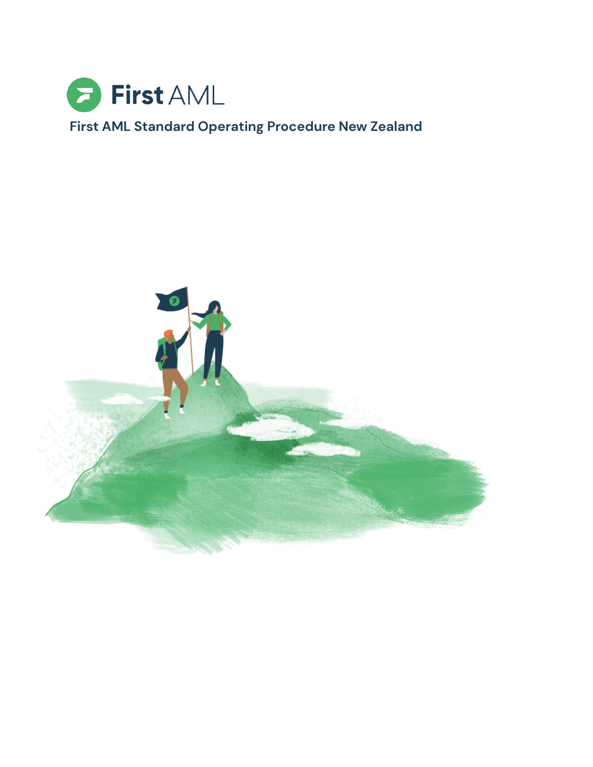First AML

# First AML Standard Operating Procedure New Zealand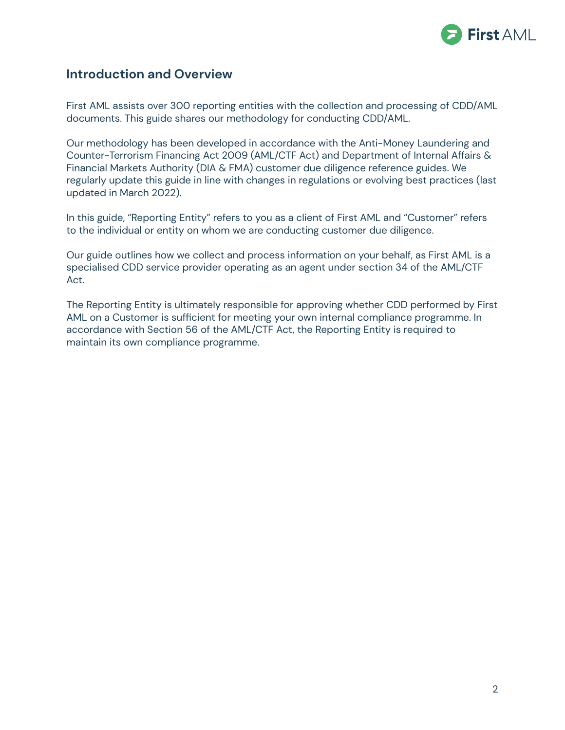## Introduction and Overview

First AML assists over 300 reporting entities with the collection and processing of CDD/AML documents. This guide shares our methodology for conducting CDD/AML.

Our methodology has been developed in accordance with the Anti-Money Laundering and Counter-Terrorism Financing Act 2009 (AML/CTF Act) and Department of Internal Affairs & Financial Markets Authority (DIA & FMA) customer due diligence reference guides. We regularly update this guide in line with changes in regulations or evolving best practices (last updated in March 2022).

In this guide, "Reporting Entity" refers to you as a client of First AML and "Customer" refers to the individual or entity on whom we are conducting customer due diligence.

Our guide outlines how we collect and process information on your behalf, as First AML is a specialised CDD service provider operating as an agent under section 34 of the AML/CTF Act.

The Reporting Entity is ultimately responsible for approving whether CDD performed by First AML on a Customer is sufficient for meeting your own internal compliance programme. In accordance with Section 56 of the AML/CTF Act, the Reporting Entity is required to maintain its own compliance programme.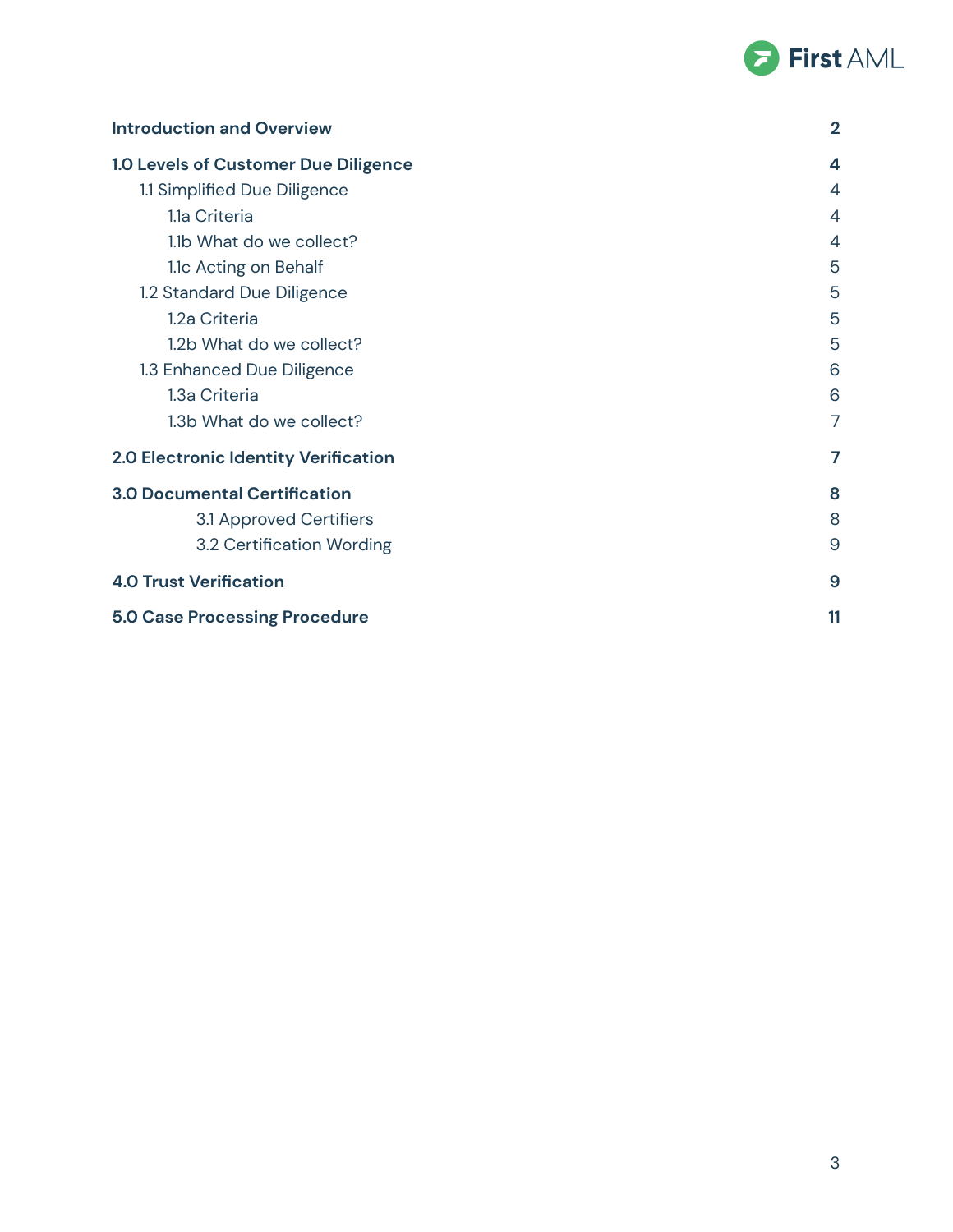| | |
|---|---|
| **Introduction and Overview** | **2** |
| **1.0 Levels of Customer Due Diligence** | **4** |
| 1.1 Simplified Due Diligence | 4 |
| 1.1a Criteria | 4 |
| 1.1b What do we collect? | 4 |
| 1.1c Acting on Behalf | 5 |
| 1.2 Standard Due Diligence | 5 |
| 1.2a Criteria | 5 |
| 1.2b What do we collect? | 5 |
| 1.3 Enhanced Due Diligence | 6 |
| 1.3a Criteria | 6 |
| 1.3b What do we collect? | 7 |
| **2.0 Electronic Identity Verification** | **7** |
| **3.0 Documental Certification** | **8** |
| 3.1 Approved Certifiers | 8 |
| 3.2 Certification Wording | 9 |
| **4.0 Trust Verification** | **9** |
| **5.0 Case Processing Procedure** | **11** |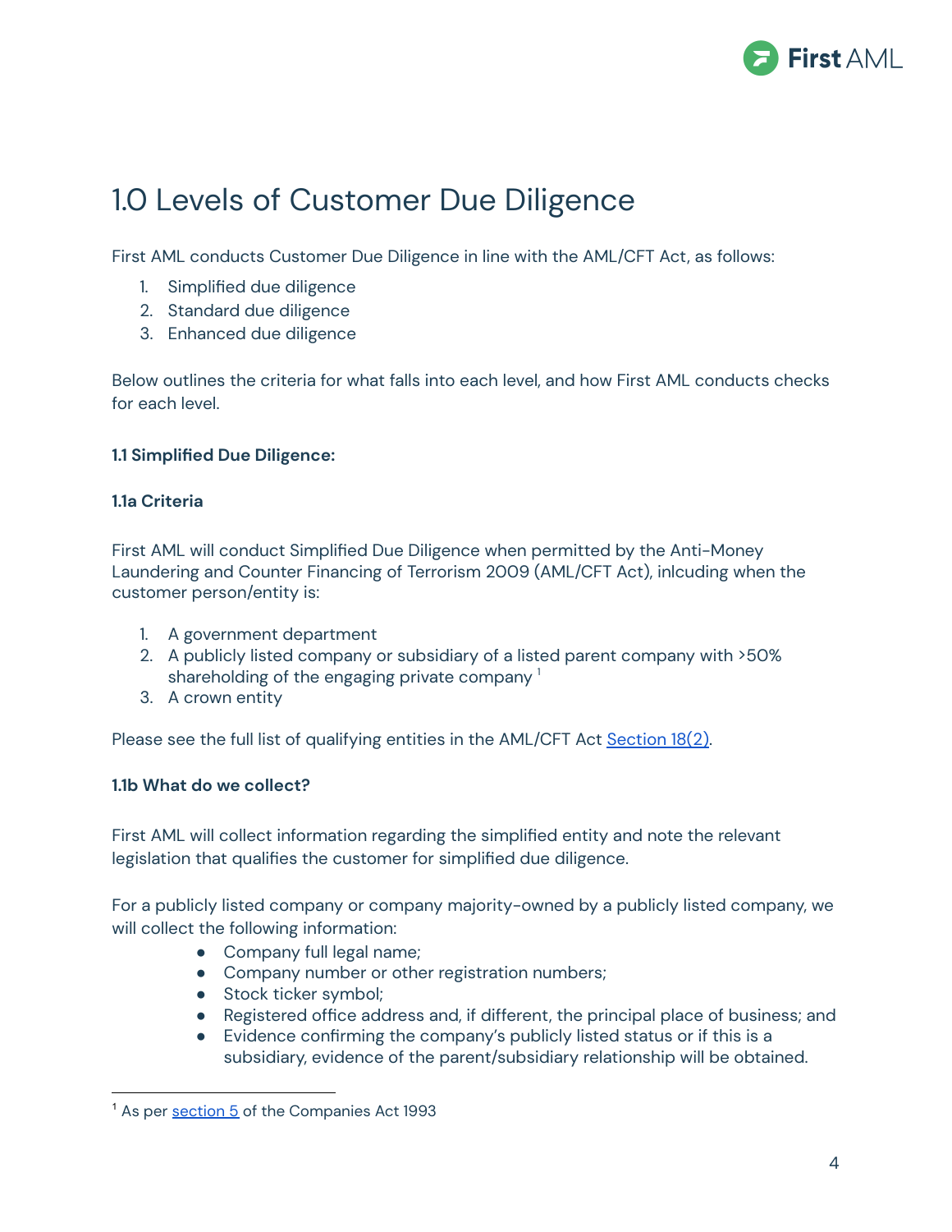# 1.0 Levels of Customer Due Diligence

First AML conducts Customer Due Diligence in line with the AML/CFT Act, as follows:

1. Simplified due diligence
2. Standard due diligence
3. Enhanced due diligence

Below outlines the criteria for what falls into each level, and how First AML conducts checks for each level.

### 1.1 Simplified Due Diligence:

#### 1.1a Criteria

First AML will conduct Simplified Due Diligence when permitted by the Anti-Money Laundering and Counter Financing of Terrorism 2009 (AML/CFT Act), inlcuding when the customer person/entity is:

1. A government department
2. A publicly listed company or subsidiary of a listed parent company with >50% shareholding of the engaging private company [1]
3. A crown entity

Please see the full list of qualifying entities in the AML/CFT Act [Section 18(2)](#).

#### 1.1b What do we collect?

First AML will collect information regarding the simplified entity and note the relevant legislation that qualifies the customer for simplified due diligence.

For a publicly listed company or company majority-owned by a publicly listed company, we will collect the following information:

- Company full legal name;
- Company number or other registration numbers;
- Stock ticker symbol;
- Registered office address and, if different, the principal place of business; and
- Evidence confirming the company's publicly listed status or if this is a subsidiary, evidence of the parent/subsidiary relationship will be obtained.

---

[1] As per [section 5](#) of the Companies Act 1993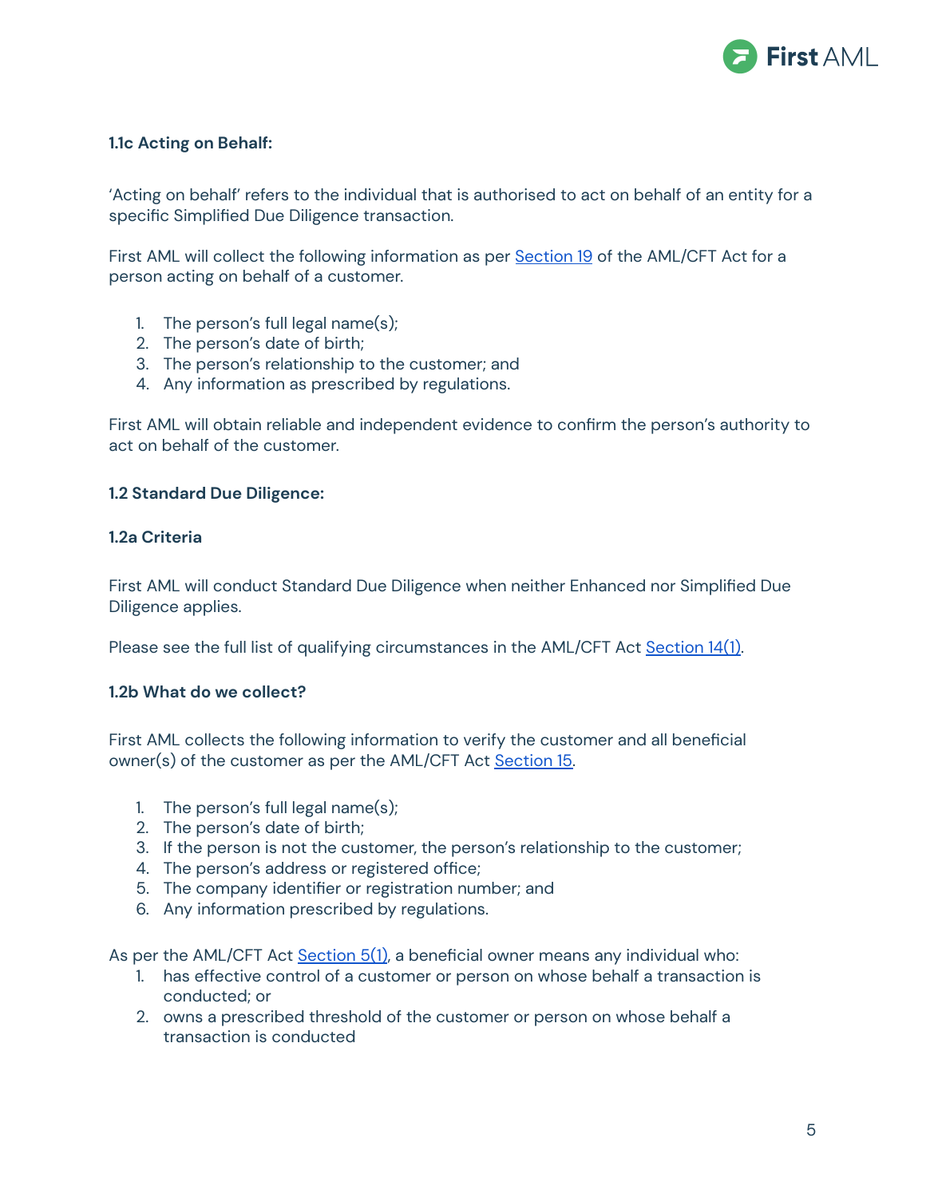### 1.1c Acting on Behalf:

'Acting on behalf' refers to the individual that is authorised to act on behalf of an entity for a specific Simplified Due Diligence transaction.

First AML will collect the following information as per Section 19 of the AML/CFT Act for a person acting on behalf of a customer.

1. The person's full legal name(s);
2. The person's date of birth;
3. The person's relationship to the customer; and
4. Any information as prescribed by regulations.

First AML will obtain reliable and independent evidence to confirm the person's authority to act on behalf of the customer.

### 1.2 Standard Due Diligence:

### 1.2a Criteria

First AML will conduct Standard Due Diligence when neither Enhanced nor Simplified Due Diligence applies.

Please see the full list of qualifying circumstances in the AML/CFT Act Section 14(1).

### 1.2b What do we collect?

First AML collects the following information to verify the customer and all beneficial owner(s) of the customer as per the AML/CFT Act Section 15.

1. The person's full legal name(s);
2. The person's date of birth;
3. If the person is not the customer, the person's relationship to the customer;
4. The person's address or registered office;
5. The company identifier or registration number; and
6. Any information prescribed by regulations.

As per the AML/CFT Act Section 5(1), a beneficial owner means any individual who:

1. has effective control of a customer or person on whose behalf a transaction is conducted; or
2. owns a prescribed threshold of the customer or person on whose behalf a transaction is conducted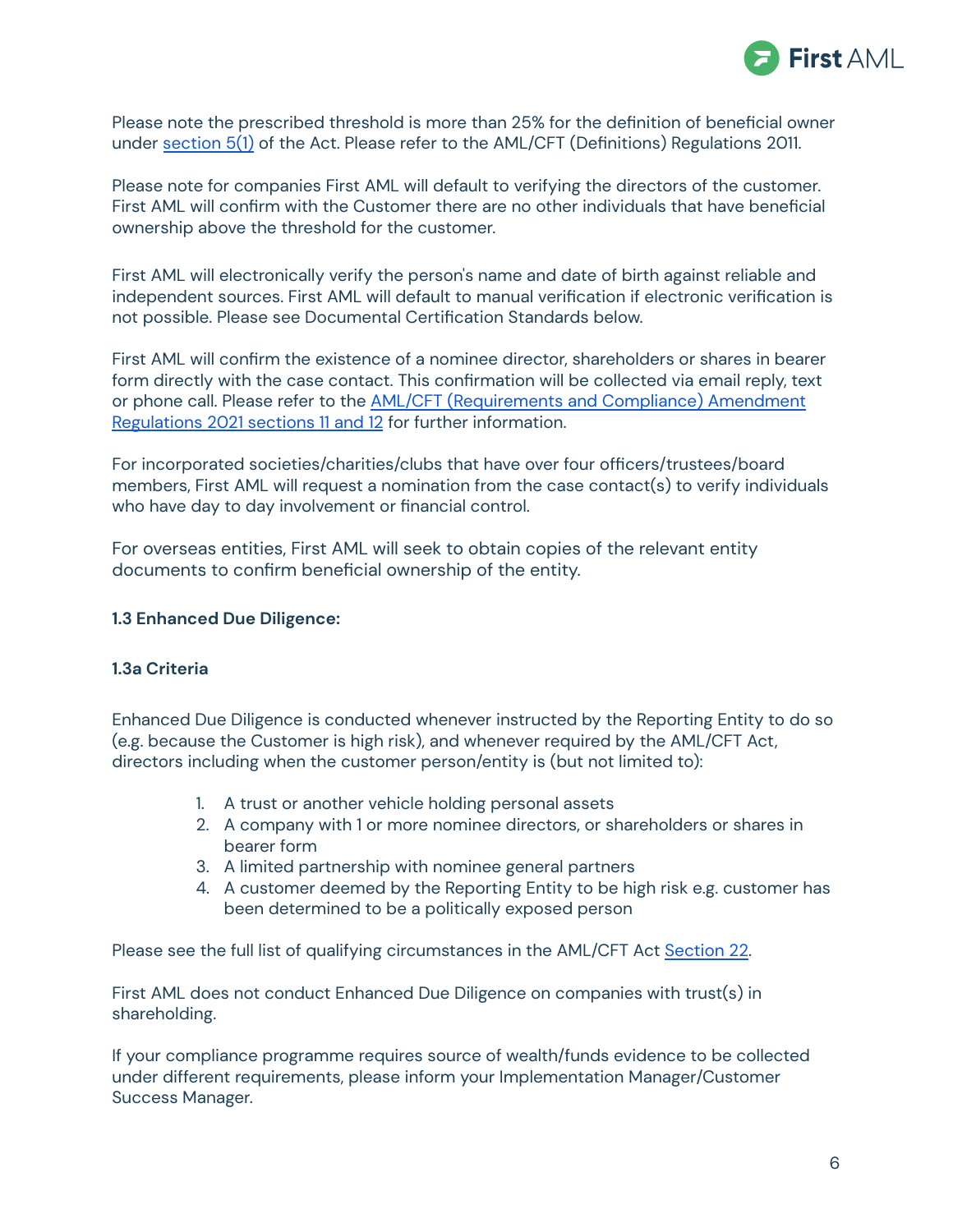Please note the prescribed threshold is more than 25% for the definition of beneficial owner under [section 5(1)](#) of the Act. Please refer to the AML/CFT (Definitions) Regulations 2011.

Please note for companies First AML will default to verifying the directors of the customer. First AML will confirm with the Customer there are no other individuals that have beneficial ownership above the threshold for the customer.

First AML will electronically verify the person's name and date of birth against reliable and independent sources. First AML will default to manual verification if electronic verification is not possible. Please see Documental Certification Standards below.

First AML will confirm the existence of a nominee director, shareholders or shares in bearer form directly with the case contact. This confirmation will be collected via email reply, text or phone call. Please refer to the [AML/CFT (Requirements and Compliance) Amendment Regulations 2021 sections 11 and 12](#) for further information.

For incorporated societies/charities/clubs that have over four officers/trustees/board members, First AML will request a nomination from the case contact(s) to verify individuals who have day to day involvement or financial control.

For overseas entities, First AML will seek to obtain copies of the relevant entity documents to confirm beneficial ownership of the entity.

**1.3 Enhanced Due Diligence:**

**1.3a Criteria**

Enhanced Due Diligence is conducted whenever instructed by the Reporting Entity to do so (e.g. because the Customer is high risk), and whenever required by the AML/CFT Act, directors including when the customer person/entity is (but not limited to):

1. A trust or another vehicle holding personal assets
2. A company with 1 or more nominee directors, or shareholders or shares in bearer form
3. A limited partnership with nominee general partners
4. A customer deemed by the Reporting Entity to be high risk e.g. customer has been determined to be a politically exposed person

Please see the full list of qualifying circumstances in the AML/CFT Act [Section 22](#).

First AML does not conduct Enhanced Due Diligence on companies with trust(s) in shareholding.

If your compliance programme requires source of wealth/funds evidence to be collected under different requirements, please inform your Implementation Manager/Customer Success Manager.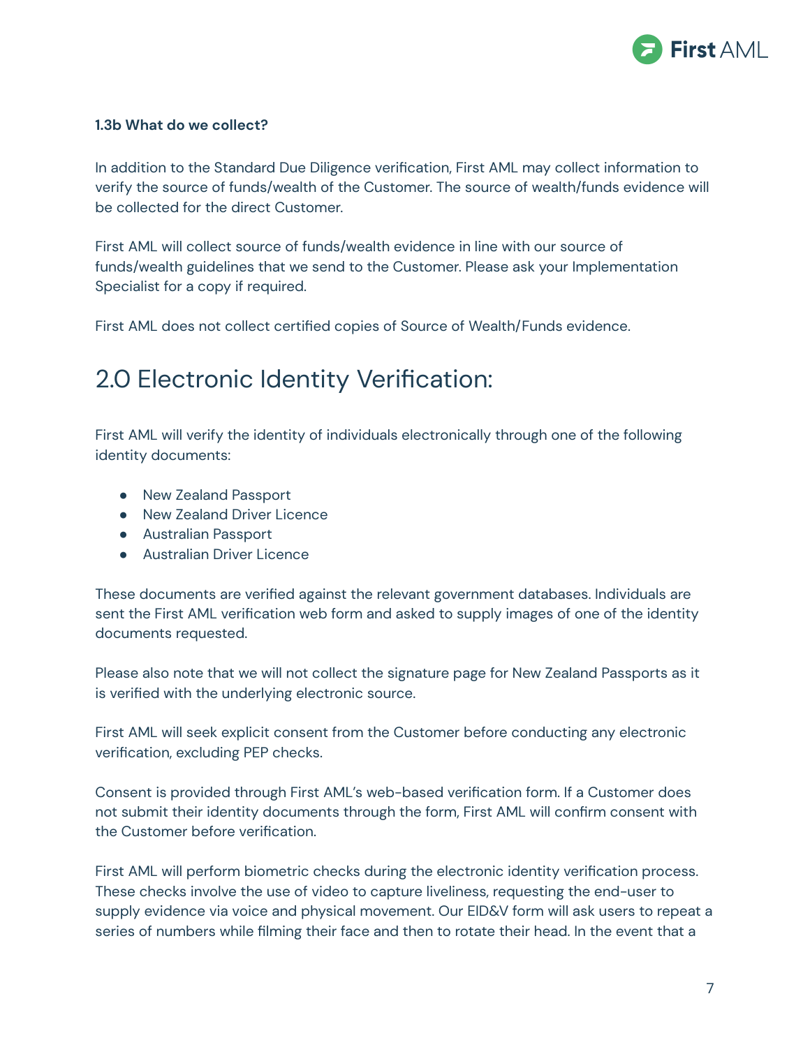**1.3b What do we collect?**

In addition to the Standard Due Diligence verification, First AML may collect information to verify the source of funds/wealth of the Customer. The source of wealth/funds evidence will be collected for the direct Customer.

First AML will collect source of funds/wealth evidence in line with our source of funds/wealth guidelines that we send to the Customer. Please ask your Implementation Specialist for a copy if required.

First AML does not collect certified copies of Source of Wealth/Funds evidence.

# 2.0 Electronic Identity Verification:

First AML will verify the identity of individuals electronically through one of the following identity documents:

- New Zealand Passport
- New Zealand Driver Licence
- Australian Passport
- Australian Driver Licence

These documents are verified against the relevant government databases. Individuals are sent the First AML verification web form and asked to supply images of one of the identity documents requested.

Please also note that we will not collect the signature page for New Zealand Passports as it is verified with the underlying electronic source.

First AML will seek explicit consent from the Customer before conducting any electronic verification, excluding PEP checks.

Consent is provided through First AML's web-based verification form. If a Customer does not submit their identity documents through the form, First AML will confirm consent with the Customer before verification.

First AML will perform biometric checks during the electronic identity verification process. These checks involve the use of video to capture liveliness, requesting the end-user to supply evidence via voice and physical movement. Our EID&V form will ask users to repeat a series of numbers while filming their face and then to rotate their head. In the event that a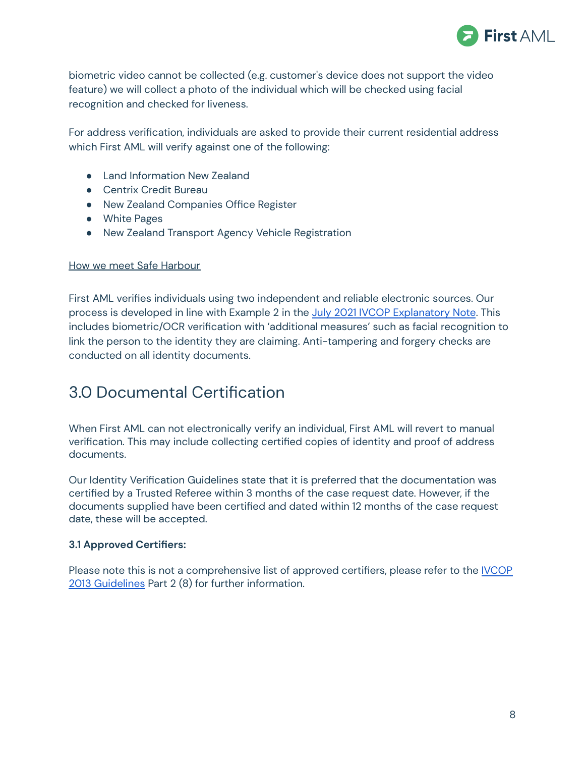biometric video cannot be collected (e.g. customer's device does not support the video feature) we will collect a photo of the individual which will be checked using facial recognition and checked for liveness.

For address verification, individuals are asked to provide their current residential address which First AML will verify against one of the following:

- Land Information New Zealand
- Centrix Credit Bureau
- New Zealand Companies Office Register
- White Pages
- New Zealand Transport Agency Vehicle Registration

How we meet Safe Harbour

First AML verifies individuals using two independent and reliable electronic sources. Our process is developed in line with Example 2 in the July 2021 IVCOP Explanatory Note. This includes biometric/OCR verification with 'additional measures' such as facial recognition to link the person to the identity they are claiming. Anti-tampering and forgery checks are conducted on all identity documents.

## 3.0 Documental Certification

When First AML can not electronically verify an individual, First AML will revert to manual verification. This may include collecting certified copies of identity and proof of address documents.

Our Identity Verification Guidelines state that it is preferred that the documentation was certified by a Trusted Referee within 3 months of the case request date. However, if the documents supplied have been certified and dated within 12 months of the case request date, these will be accepted.

**3.1 Approved Certifiers:**

Please note this is not a comprehensive list of approved certifiers, please refer to the IVCOP 2013 Guidelines Part 2 (8) for further information.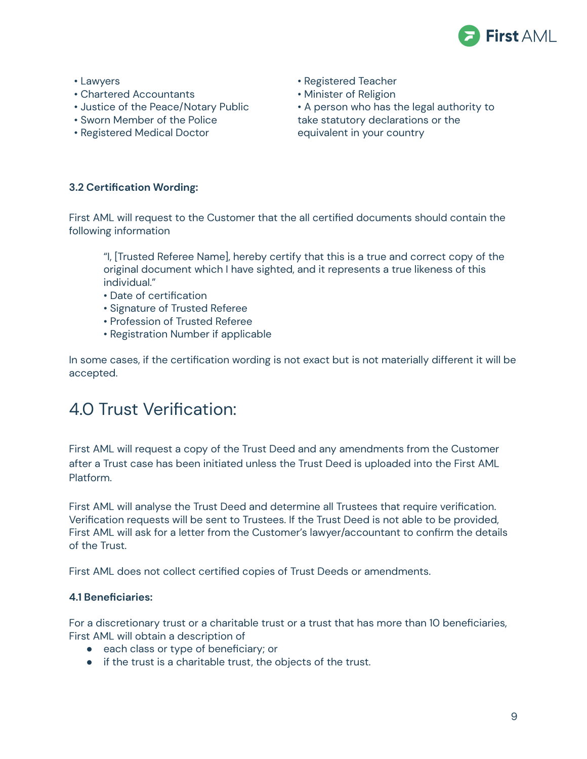- Lawyers
- Chartered Accountants
- Justice of the Peace/Notary Public
- Sworn Member of the Police
- Registered Medical Doctor
- Registered Teacher
- Minister of Religion
- A person who has the legal authority to take statutory declarations or the equivalent in your country

**3.2 Certification Wording:**

First AML will request to the Customer that the all certified documents should contain the following information

> "I, [Trusted Referee Name], hereby certify that this is a true and correct copy of the original document which I have sighted, and it represents a true likeness of this individual."
> - Date of certification
> - Signature of Trusted Referee
> - Profession of Trusted Referee
> - Registration Number if applicable

In some cases, if the certification wording is not exact but is not materially different it will be accepted.

# 4.0 Trust Verification:

First AML will request a copy of the Trust Deed and any amendments from the Customer after a Trust case has been initiated unless the Trust Deed is uploaded into the First AML Platform.

First AML will analyse the Trust Deed and determine all Trustees that require verification. Verification requests will be sent to Trustees. If the Trust Deed is not able to be provided, First AML will ask for a letter from the Customer's lawyer/accountant to confirm the details of the Trust.

First AML does not collect certified copies of Trust Deeds or amendments.

**4.1 Beneficiaries:**

For a discretionary trust or a charitable trust or a trust that has more than 10 beneficiaries, First AML will obtain a description of

- each class or type of beneficiary; or
- if the trust is a charitable trust, the objects of the trust.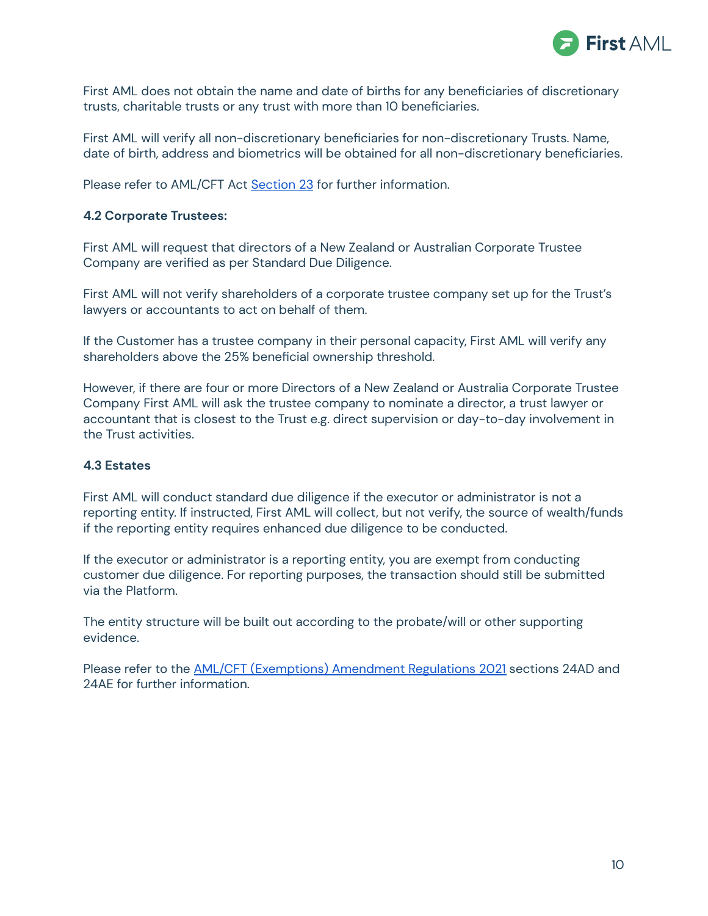First AML does not obtain the name and date of births for any beneficiaries of discretionary trusts, charitable trusts or any trust with more than 10 beneficiaries.

First AML will verify all non-discretionary beneficiaries for non-discretionary Trusts. Name, date of birth, address and biometrics will be obtained for all non-discretionary beneficiaries.

Please refer to AML/CFT Act Section 23 for further information.

**4.2 Corporate Trustees:**

First AML will request that directors of a New Zealand or Australian Corporate Trustee Company are verified as per Standard Due Diligence.

First AML will not verify shareholders of a corporate trustee company set up for the Trust's lawyers or accountants to act on behalf of them.

If the Customer has a trustee company in their personal capacity, First AML will verify any shareholders above the 25% beneficial ownership threshold.

However, if there are four or more Directors of a New Zealand or Australia Corporate Trustee Company First AML will ask the trustee company to nominate a director, a trust lawyer or accountant that is closest to the Trust e.g. direct supervision or day-to-day involvement in the Trust activities.

**4.3 Estates**

First AML will conduct standard due diligence if the executor or administrator is not a reporting entity. If instructed, First AML will collect, but not verify, the source of wealth/funds if the reporting entity requires enhanced due diligence to be conducted.

If the executor or administrator is a reporting entity, you are exempt from conducting customer due diligence. For reporting purposes, the transaction should still be submitted via the Platform.

The entity structure will be built out according to the probate/will or other supporting evidence.

Please refer to the AML/CFT (Exemptions) Amendment Regulations 2021 sections 24AD and 24AE for further information.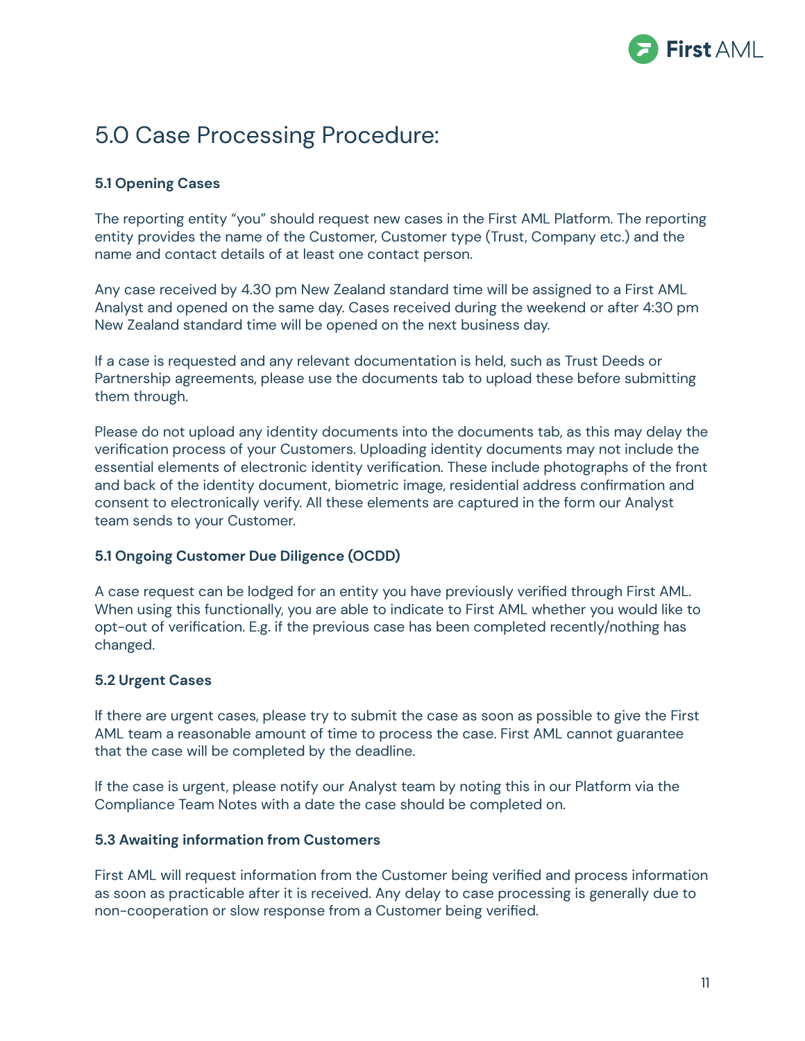# 5.0 Case Processing Procedure:

**5.1 Opening Cases**

The reporting entity "you" should request new cases in the First AML Platform. The reporting entity provides the name of the Customer, Customer type (Trust, Company etc.) and the name and contact details of at least one contact person.

Any case received by 4.30 pm New Zealand standard time will be assigned to a First AML Analyst and opened on the same day. Cases received during the weekend or after 4:30 pm New Zealand standard time will be opened on the next business day.

If a case is requested and any relevant documentation is held, such as Trust Deeds or Partnership agreements, please use the documents tab to upload these before submitting them through.

Please do not upload any identity documents into the documents tab, as this may delay the verification process of your Customers. Uploading identity documents may not include the essential elements of electronic identity verification. These include photographs of the front and back of the identity document, biometric image, residential address confirmation and consent to electronically verify. All these elements are captured in the form our Analyst team sends to your Customer.

**5.1 Ongoing Customer Due Diligence (OCDD)**

A case request can be lodged for an entity you have previously verified through First AML. When using this functionally, you are able to indicate to First AML whether you would like to opt-out of verification. E.g. if the previous case has been completed recently/nothing has changed.

**5.2 Urgent Cases**

If there are urgent cases, please try to submit the case as soon as possible to give the First AML team a reasonable amount of time to process the case. First AML cannot guarantee that the case will be completed by the deadline.

If the case is urgent, please notify our Analyst team by noting this in our Platform via the Compliance Team Notes with a date the case should be completed on.

**5.3 Awaiting information from Customers**

First AML will request information from the Customer being verified and process information as soon as practicable after it is received. Any delay to case processing is generally due to non-cooperation or slow response from a Customer being verified.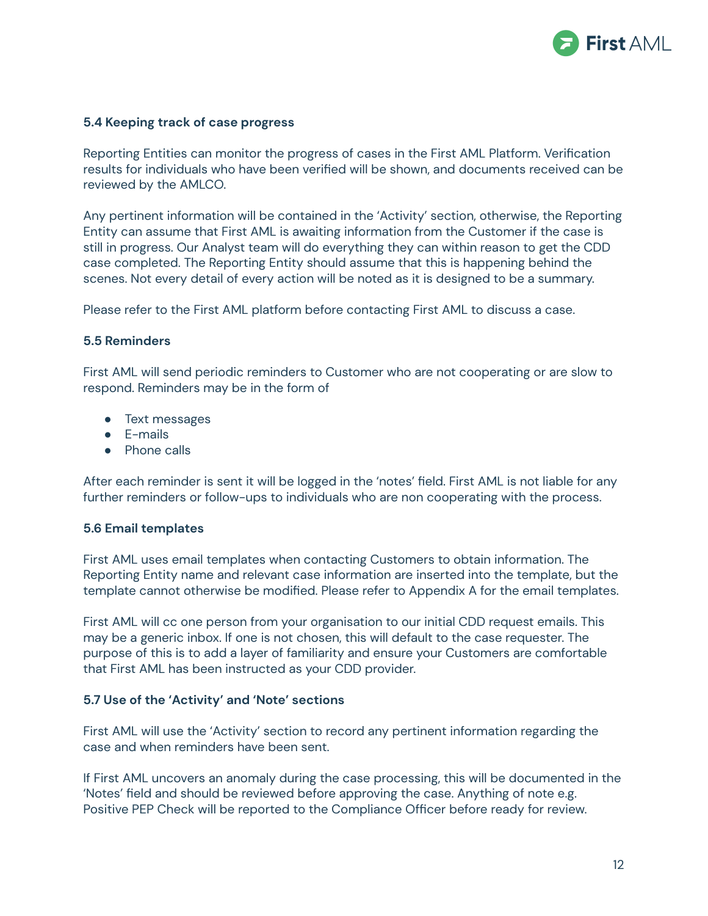### 5.4 Keeping track of case progress

Reporting Entities can monitor the progress of cases in the First AML Platform. Verification results for individuals who have been verified will be shown, and documents received can be reviewed by the AMLCO.

Any pertinent information will be contained in the 'Activity' section, otherwise, the Reporting Entity can assume that First AML is awaiting information from the Customer if the case is still in progress. Our Analyst team will do everything they can within reason to get the CDD case completed. The Reporting Entity should assume that this is happening behind the scenes. Not every detail of every action will be noted as it is designed to be a summary.

Please refer to the First AML platform before contacting First AML to discuss a case.

### 5.5 Reminders

First AML will send periodic reminders to Customer who are not cooperating or are slow to respond. Reminders may be in the form of

- Text messages
- E-mails
- Phone calls

After each reminder is sent it will be logged in the 'notes' field. First AML is not liable for any further reminders or follow-ups to individuals who are non cooperating with the process.

### 5.6 Email templates

First AML uses email templates when contacting Customers to obtain information. The Reporting Entity name and relevant case information are inserted into the template, but the template cannot otherwise be modified. Please refer to Appendix A for the email templates.

First AML will cc one person from your organisation to our initial CDD request emails. This may be a generic inbox. If one is not chosen, this will default to the case requester. The purpose of this is to add a layer of familiarity and ensure your Customers are comfortable that First AML has been instructed as your CDD provider.

### 5.7 Use of the 'Activity' and 'Note' sections

First AML will use the 'Activity' section to record any pertinent information regarding the case and when reminders have been sent.

If First AML uncovers an anomaly during the case processing, this will be documented in the 'Notes' field and should be reviewed before approving the case. Anything of note e.g. Positive PEP Check will be reported to the Compliance Officer before ready for review.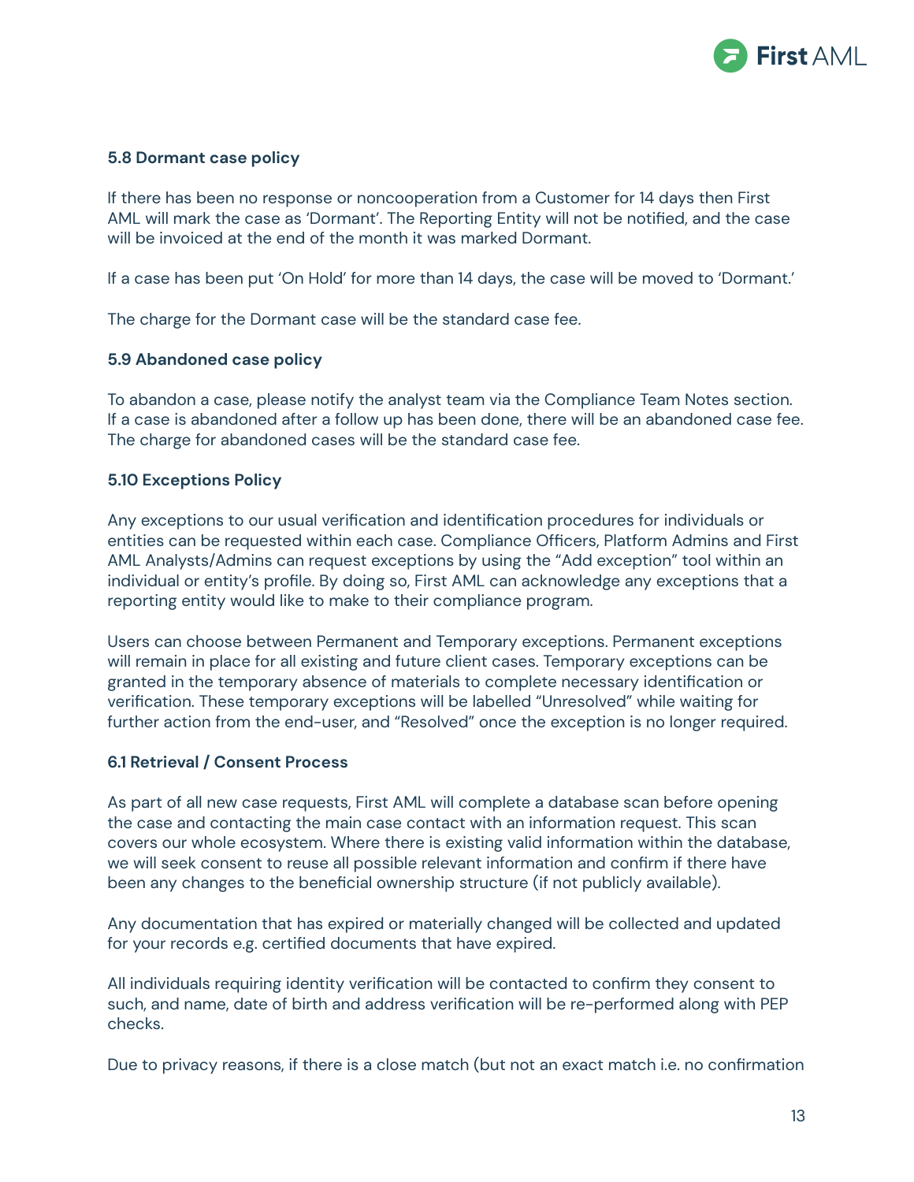### 5.8 Dormant case policy

If there has been no response or noncooperation from a Customer for 14 days then First AML will mark the case as 'Dormant'. The Reporting Entity will not be notified, and the case will be invoiced at the end of the month it was marked Dormant.

If a case has been put 'On Hold' for more than 14 days, the case will be moved to 'Dormant.'

The charge for the Dormant case will be the standard case fee.

### 5.9 Abandoned case policy

To abandon a case, please notify the analyst team via the Compliance Team Notes section. If a case is abandoned after a follow up has been done, there will be an abandoned case fee. The charge for abandoned cases will be the standard case fee.

### 5.10 Exceptions Policy

Any exceptions to our usual verification and identification procedures for individuals or entities can be requested within each case. Compliance Officers, Platform Admins and First AML Analysts/Admins can request exceptions by using the "Add exception" tool within an individual or entity's profile. By doing so, First AML can acknowledge any exceptions that a reporting entity would like to make to their compliance program.

Users can choose between Permanent and Temporary exceptions. Permanent exceptions will remain in place for all existing and future client cases. Temporary exceptions can be granted in the temporary absence of materials to complete necessary identification or verification. These temporary exceptions will be labelled "Unresolved" while waiting for further action from the end-user, and "Resolved" once the exception is no longer required.

### 6.1 Retrieval / Consent Process

As part of all new case requests, First AML will complete a database scan before opening the case and contacting the main case contact with an information request. This scan covers our whole ecosystem. Where there is existing valid information within the database, we will seek consent to reuse all possible relevant information and confirm if there have been any changes to the beneficial ownership structure (if not publicly available).

Any documentation that has expired or materially changed will be collected and updated for your records e.g. certified documents that have expired.

All individuals requiring identity verification will be contacted to confirm they consent to such, and name, date of birth and address verification will be re-performed along with PEP checks.

Due to privacy reasons, if there is a close match (but not an exact match i.e. no confirmation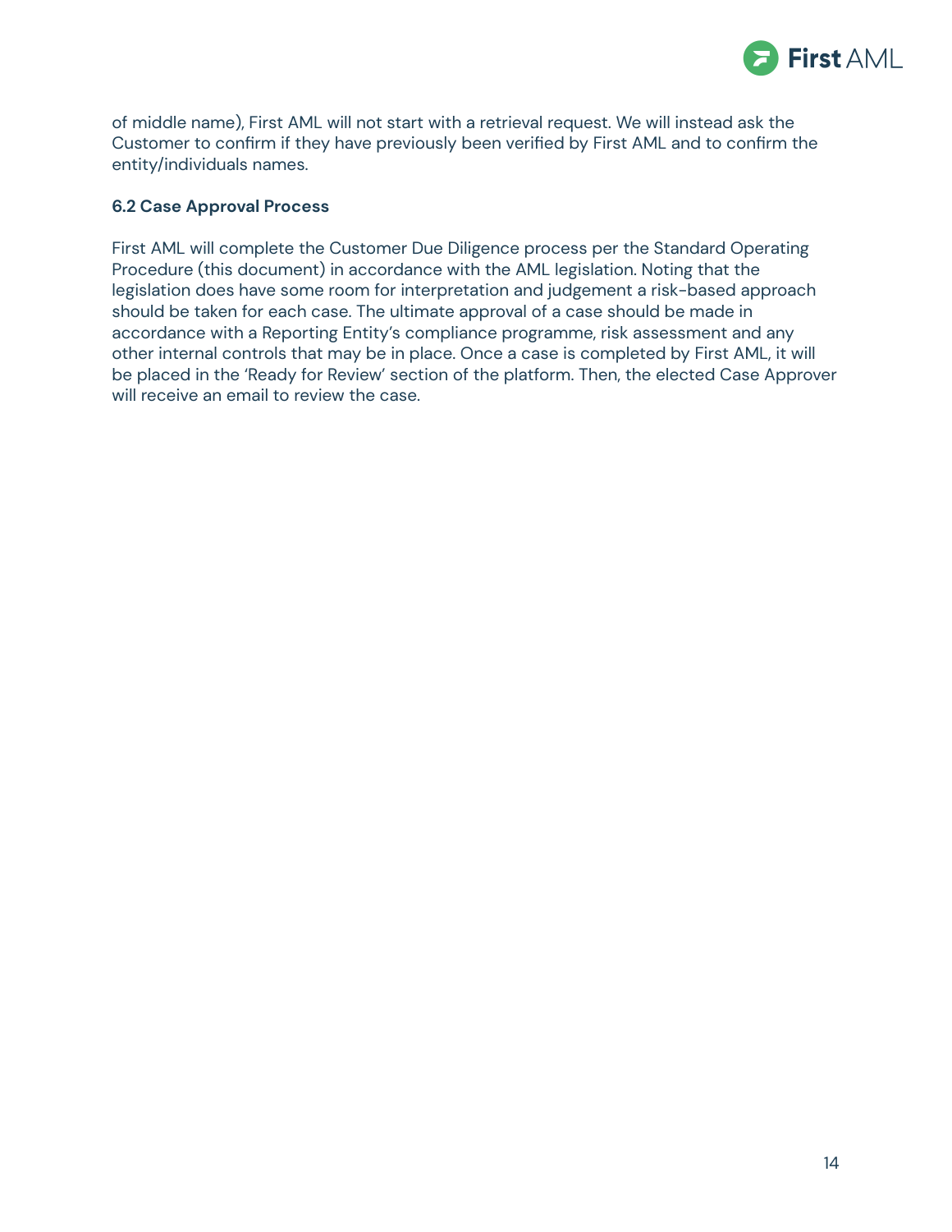of middle name), First AML will not start with a retrieval request. We will instead ask the Customer to confirm if they have previously been verified by First AML and to confirm the entity/individuals names.

### 6.2 Case Approval Process

First AML will complete the Customer Due Diligence process per the Standard Operating Procedure (this document) in accordance with the AML legislation. Noting that the legislation does have some room for interpretation and judgement a risk-based approach should be taken for each case. The ultimate approval of a case should be made in accordance with a Reporting Entity's compliance programme, risk assessment and any other internal controls that may be in place. Once a case is completed by First AML, it will be placed in the 'Ready for Review' section of the platform. Then, the elected Case Approver will receive an email to review the case.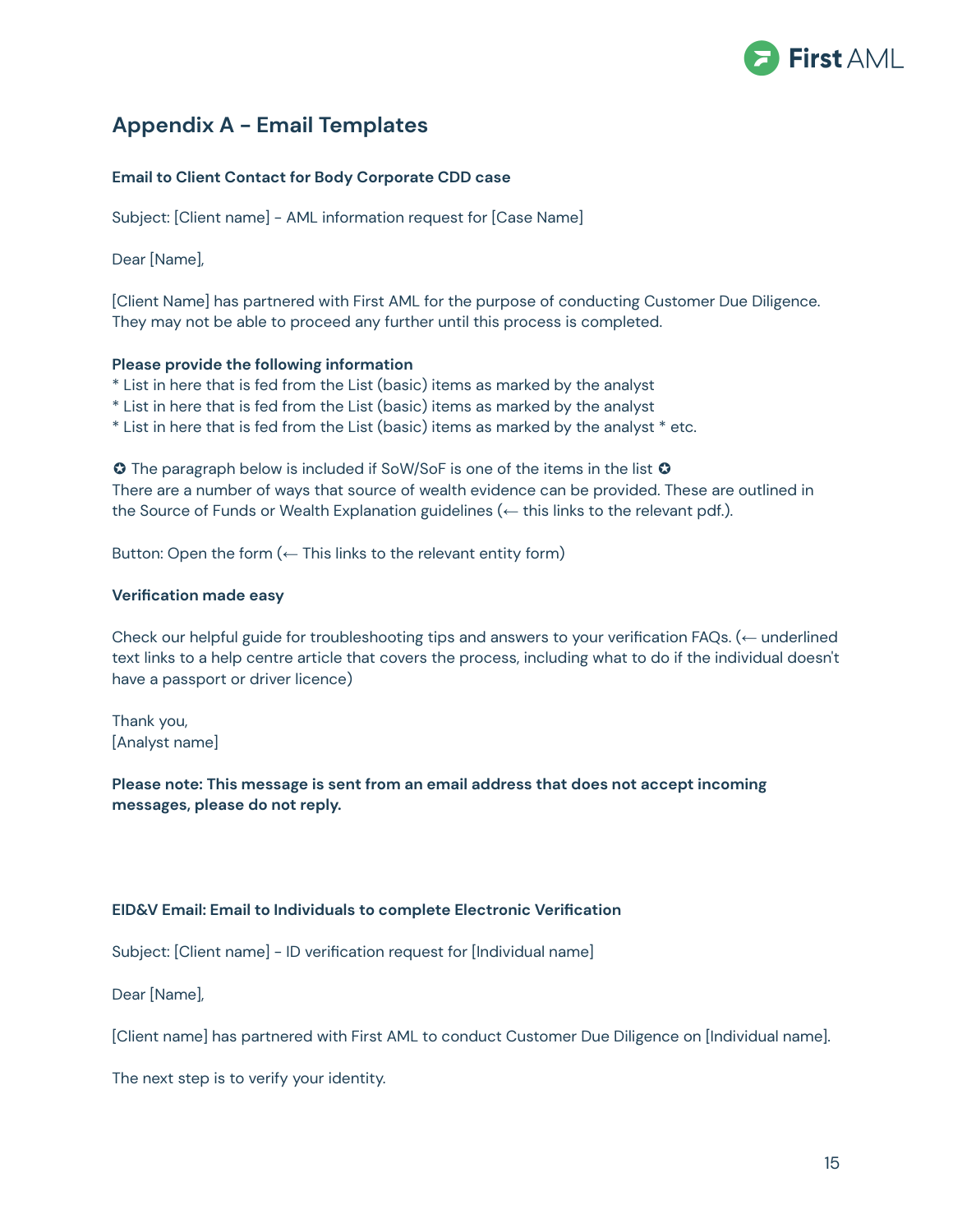## Appendix A - Email Templates

**Email to Client Contact for Body Corporate CDD case**

Subject: [Client name] - AML information request for [Case Name]

Dear [Name],

[Client Name] has partnered with First AML for the purpose of conducting Customer Due Diligence. They may not be able to proceed any further until this process is completed.

**Please provide the following information**
* List in here that is fed from the List (basic) items as marked by the analyst
* List in here that is fed from the List (basic) items as marked by the analyst
* List in here that is fed from the List (basic) items as marked by the analyst * etc.

✪ The paragraph below is included if SoW/SoF is one of the items in the list ✪
There are a number of ways that source of wealth evidence can be provided. These are outlined in the Source of Funds or Wealth Explanation guidelines (← this links to the relevant pdf.).

Button: Open the form (← This links to the relevant entity form)

**Verification made easy**

Check our helpful guide for troubleshooting tips and answers to your verification FAQs. (← underlined text links to a help centre article that covers the process, including what to do if the individual doesn't have a passport or driver licence)

Thank you,
[Analyst name]

**Please note: This message is sent from an email address that does not accept incoming messages, please do not reply.**

**EID&V Email: Email to Individuals to complete Electronic Verification**

Subject: [Client name] - ID verification request for [Individual name]

Dear [Name],

[Client name] has partnered with First AML to conduct Customer Due Diligence on [Individual name].

The next step is to verify your identity.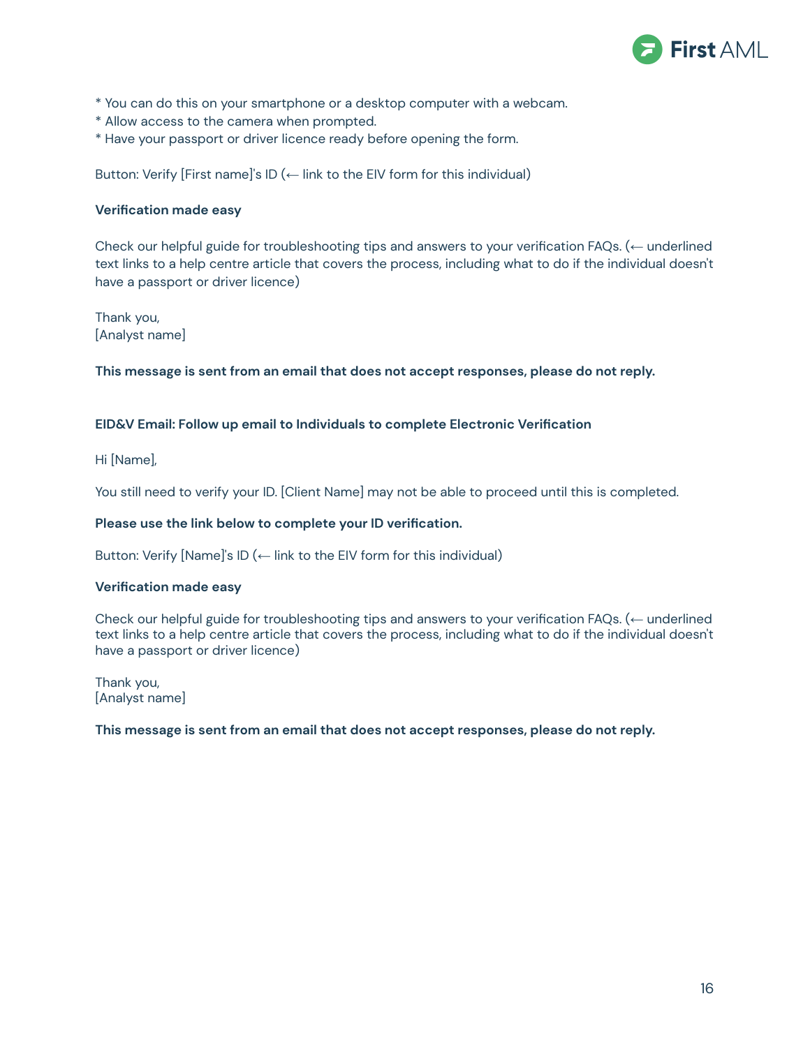* You can do this on your smartphone or a desktop computer with a webcam.
* Allow access to the camera when prompted.
* Have your passport or driver licence ready before opening the form.

Button: Verify [First name]'s ID (← link to the EIV form for this individual)

**Verification made easy**

Check our helpful guide for troubleshooting tips and answers to your verification FAQs. (← underlined text links to a help centre article that covers the process, including what to do if the individual doesn't have a passport or driver licence)

Thank you,
[Analyst name]

**This message is sent from an email that does not accept responses, please do not reply.**

**EID&V Email: Follow up email to Individuals to complete Electronic Verification**

Hi [Name],

You still need to verify your ID. [Client Name] may not be able to proceed until this is completed.

**Please use the link below to complete your ID verification.**

Button: Verify [Name]'s ID (← link to the EIV form for this individual)

**Verification made easy**

Check our helpful guide for troubleshooting tips and answers to your verification FAQs. (← underlined text links to a help centre article that covers the process, including what to do if the individual doesn't have a passport or driver licence)

Thank you,
[Analyst name]

**This message is sent from an email that does not accept responses, please do not reply.**